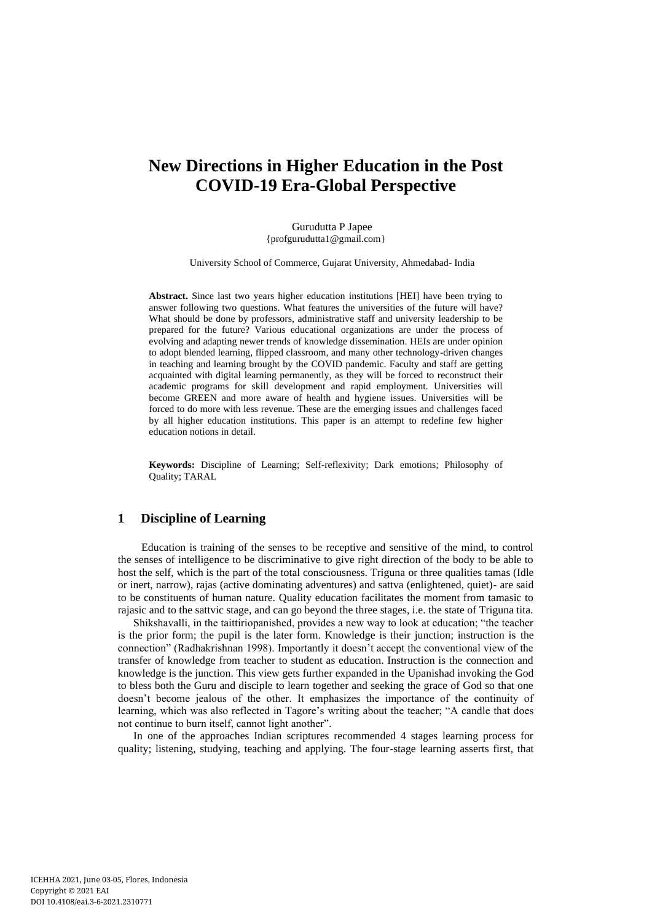# New Directions in Higher Education in the Post COVID-19 Era-Global Perspective

Gurudutta P Japee
{profgurudutta1@gmail.com}

University School of Commerce, Gujarat University, Ahmedabad- India

**Abstract.** Since last two years higher education institutions [HEI] have been trying to answer following two questions. What features the universities of the future will have? What should be done by professors, administrative staff and university leadership to be prepared for the future? Various educational organizations are under the process of evolving and adapting newer trends of knowledge dissemination. HEIs are under opinion to adopt blended learning, flipped classroom, and many other technology-driven changes in teaching and learning brought by the COVID pandemic. Faculty and staff are getting acquainted with digital learning permanently, as they will be forced to reconstruct their academic programs for skill development and rapid employment. Universities will become GREEN and more aware of health and hygiene issues. Universities will be forced to do more with less revenue. These are the emerging issues and challenges faced by all higher education institutions. This paper is an attempt to redefine few higher education notions in detail.

**Keywords:** Discipline of Learning; Self-reflexivity; Dark emotions; Philosophy of Quality; TARAL

## 1 Discipline of Learning

Education is training of the senses to be receptive and sensitive of the mind, to control the senses of intelligence to be discriminative to give right direction of the body to be able to host the self, which is the part of the total consciousness. Triguna or three qualities tamas (Idle or inert, narrow), rajas (active dominating adventures) and sattva (enlightened, quiet)- are said to be constituents of human nature. Quality education facilitates the moment from tamasic to rajasic and to the sattvic stage, and can go beyond the three stages, i.e. the state of Triguna tita.

Shikshavalli, in the taittiriopanished, provides a new way to look at education; "the teacher is the prior form; the pupil is the later form. Knowledge is their junction; instruction is the connection" (Radhakrishnan 1998). Importantly it doesn't accept the conventional view of the transfer of knowledge from teacher to student as education. Instruction is the connection and knowledge is the junction. This view gets further expanded in the Upanishad invoking the God to bless both the Guru and disciple to learn together and seeking the grace of God so that one doesn't become jealous of the other. It emphasizes the importance of the continuity of learning, which was also reflected in Tagore's writing about the teacher; "A candle that does not continue to burn itself, cannot light another".

In one of the approaches Indian scriptures recommended 4 stages learning process for quality; listening, studying, teaching and applying. The four-stage learning asserts first, that

ICEHHA 2021, June 03-05, Flores, Indonesia
Copyright © 2021 EAI
DOI 10.4108/eai.3-6-2021.2310771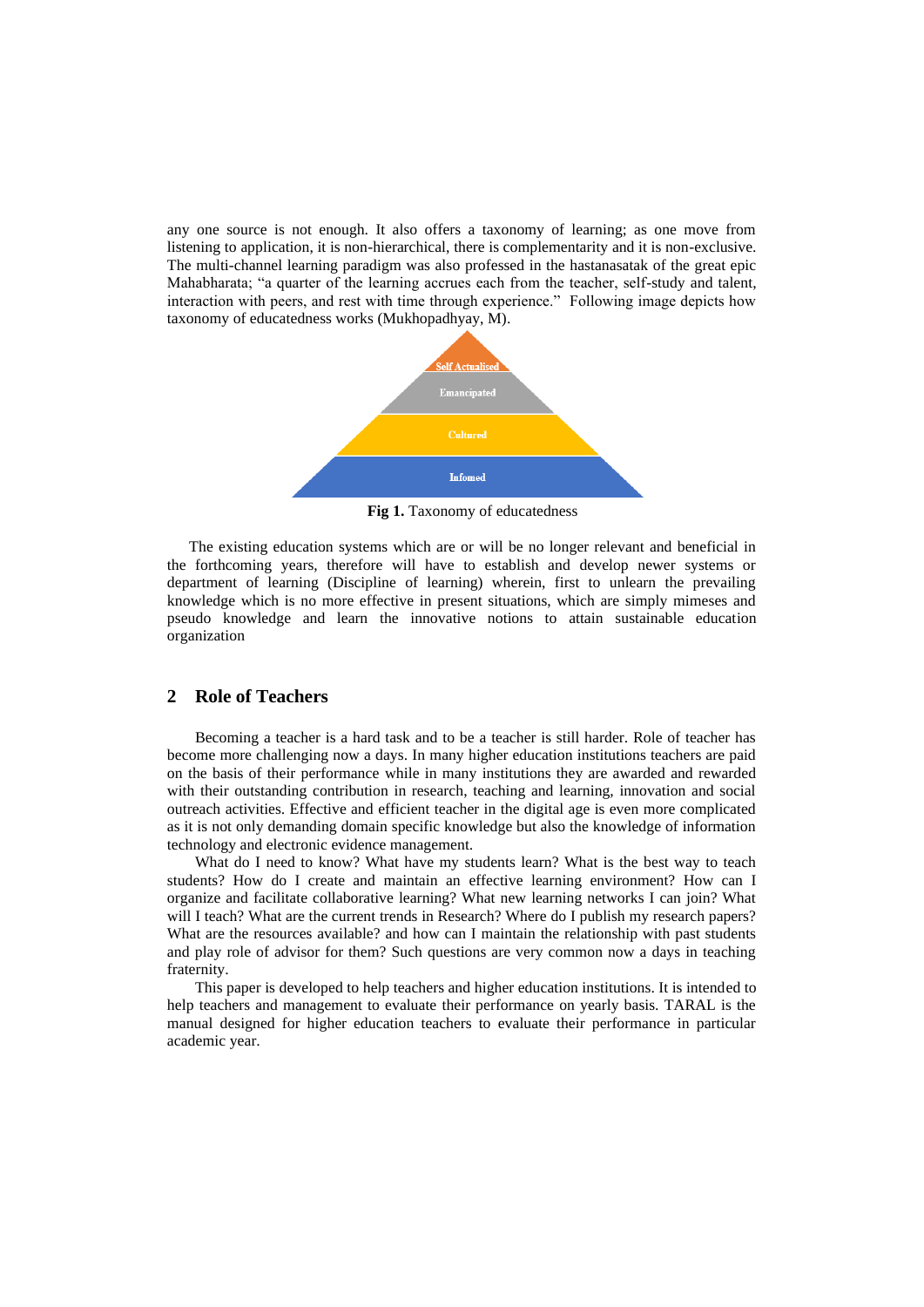any one source is not enough. It also offers a taxonomy of learning; as one move from listening to application, it is non-hierarchical, there is complementarity and it is non-exclusive. The multi-channel learning paradigm was also professed in the hastanasatak of the great epic Mahabharata; "a quarter of the learning accrues each from the teacher, self-study and talent, interaction with peers, and rest with time through experience." Following image depicts how taxonomy of educatedness works (Mukhopadhyay, M).

Self Actualised

Emancipated

Cultured

Infomed

**Fig 1.** Taxonomy of educatedness

The existing education systems which are or will be no longer relevant and beneficial in the forthcoming years, therefore will have to establish and develop newer systems or department of learning (Discipline of learning) wherein, first to unlearn the prevailing knowledge which is no more effective in present situations, which are simply mimeses and pseudo knowledge and learn the innovative notions to attain sustainable education organization

## 2 Role of Teachers

Becoming a teacher is a hard task and to be a teacher is still harder. Role of teacher has become more challenging now a days. In many higher education institutions teachers are paid on the basis of their performance while in many institutions they are awarded and rewarded with their outstanding contribution in research, teaching and learning, innovation and social outreach activities. Effective and efficient teacher in the digital age is even more complicated as it is not only demanding domain specific knowledge but also the knowledge of information technology and electronic evidence management.

What do I need to know? What have my students learn? What is the best way to teach students? How do I create and maintain an effective learning environment? How can I organize and facilitate collaborative learning? What new learning networks I can join? What will I teach? What are the current trends in Research? Where do I publish my research papers? What are the resources available? and how can I maintain the relationship with past students and play role of advisor for them? Such questions are very common now a days in teaching fraternity.

This paper is developed to help teachers and higher education institutions. It is intended to help teachers and management to evaluate their performance on yearly basis. TARAL is the manual designed for higher education teachers to evaluate their performance in particular academic year.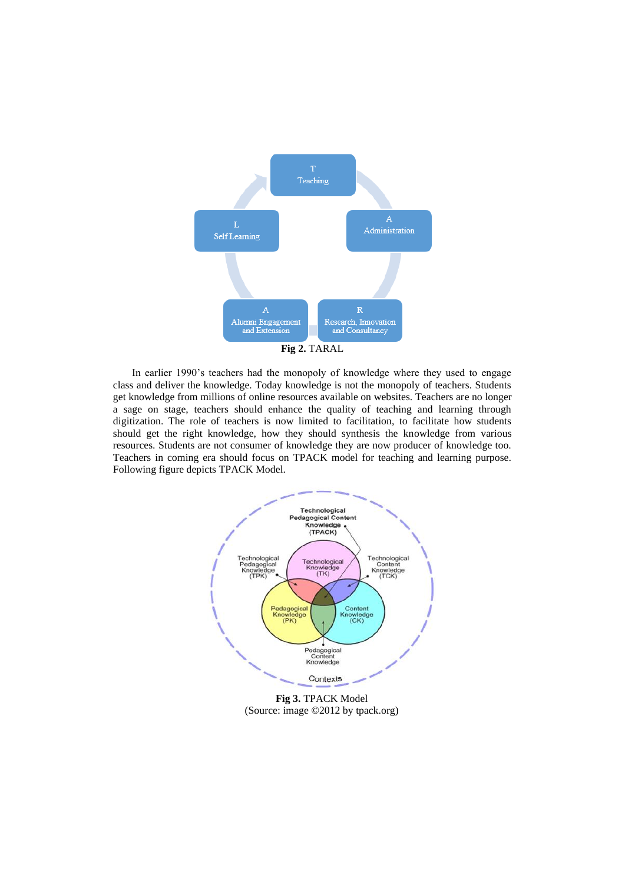**Fig 2.** TARAL

In earlier 1990's teachers had the monopoly of knowledge where they used to engage class and deliver the knowledge. Today knowledge is not the monopoly of teachers. Students get knowledge from millions of online resources available on websites. Teachers are no longer a sage on stage, teachers should enhance the quality of teaching and learning through digitization. The role of teachers is now limited to facilitation, to facilitate how students should get the right knowledge, how they should synthesis the knowledge from various resources. Students are not consumer of knowledge they are now producer of knowledge too. Teachers in coming era should focus on TPACK model for teaching and learning purpose. Following figure depicts TPACK Model.

**Fig 3.** TPACK Model
(Source: image ©2012 by tpack.org)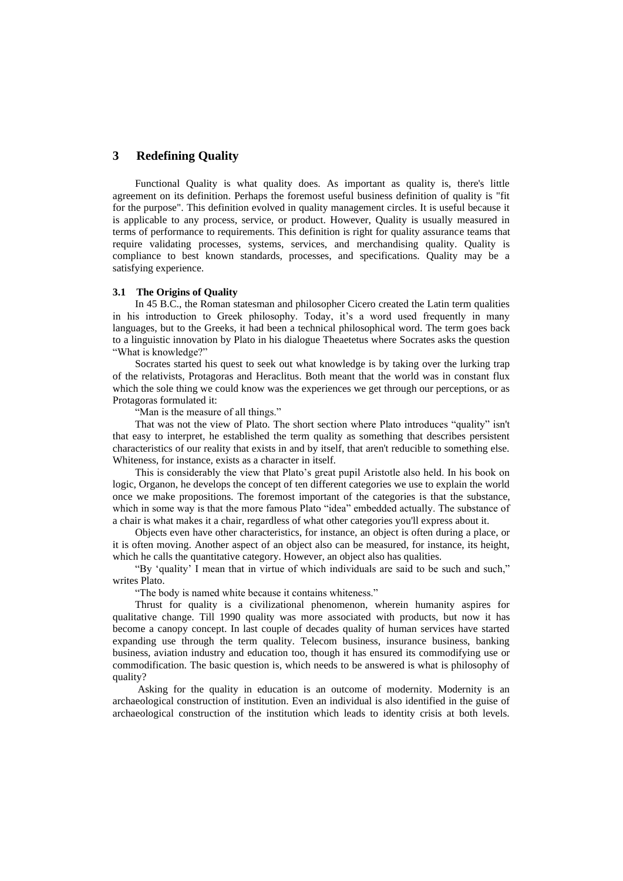# 3 Redefining Quality

Functional Quality is what quality does. As important as quality is, there's little agreement on its definition. Perhaps the foremost useful business definition of quality is "fit for the purpose". This definition evolved in quality management circles. It is useful because it is applicable to any process, service, or product. However, Quality is usually measured in terms of performance to requirements. This definition is right for quality assurance teams that require validating processes, systems, services, and merchandising quality. Quality is compliance to best known standards, processes, and specifications. Quality may be a satisfying experience.

## 3.1 The Origins of Quality

In 45 B.C., the Roman statesman and philosopher Cicero created the Latin term qualities in his introduction to Greek philosophy. Today, it's a word used frequently in many languages, but to the Greeks, it had been a technical philosophical word. The term goes back to a linguistic innovation by Plato in his dialogue Theaetetus where Socrates asks the question "What is knowledge?"

Socrates started his quest to seek out what knowledge is by taking over the lurking trap of the relativists, Protagoras and Heraclitus. Both meant that the world was in constant flux which the sole thing we could know was the experiences we get through our perceptions, or as Protagoras formulated it:

"Man is the measure of all things."

That was not the view of Plato. The short section where Plato introduces "quality" isn't that easy to interpret, he established the term quality as something that describes persistent characteristics of our reality that exists in and by itself, that aren't reducible to something else. Whiteness, for instance, exists as a character in itself.

This is considerably the view that Plato's great pupil Aristotle also held. In his book on logic, Organon, he develops the concept of ten different categories we use to explain the world once we make propositions. The foremost important of the categories is that the substance, which in some way is that the more famous Plato "idea" embedded actually. The substance of a chair is what makes it a chair, regardless of what other categories you'll express about it.

Objects even have other characteristics, for instance, an object is often during a place, or it is often moving. Another aspect of an object also can be measured, for instance, its height, which he calls the quantitative category. However, an object also has qualities.

"By 'quality' I mean that in virtue of which individuals are said to be such and such," writes Plato.

"The body is named white because it contains whiteness."

Thrust for quality is a civilizational phenomenon, wherein humanity aspires for qualitative change. Till 1990 quality was more associated with products, but now it has become a canopy concept. In last couple of decades quality of human services have started expanding use through the term quality. Telecom business, insurance business, banking business, aviation industry and education too, though it has ensured its commodifying use or commodification. The basic question is, which needs to be answered is what is philosophy of quality?

Asking for the quality in education is an outcome of modernity. Modernity is an archaeological construction of institution. Even an individual is also identified in the guise of archaeological construction of the institution which leads to identity crisis at both levels.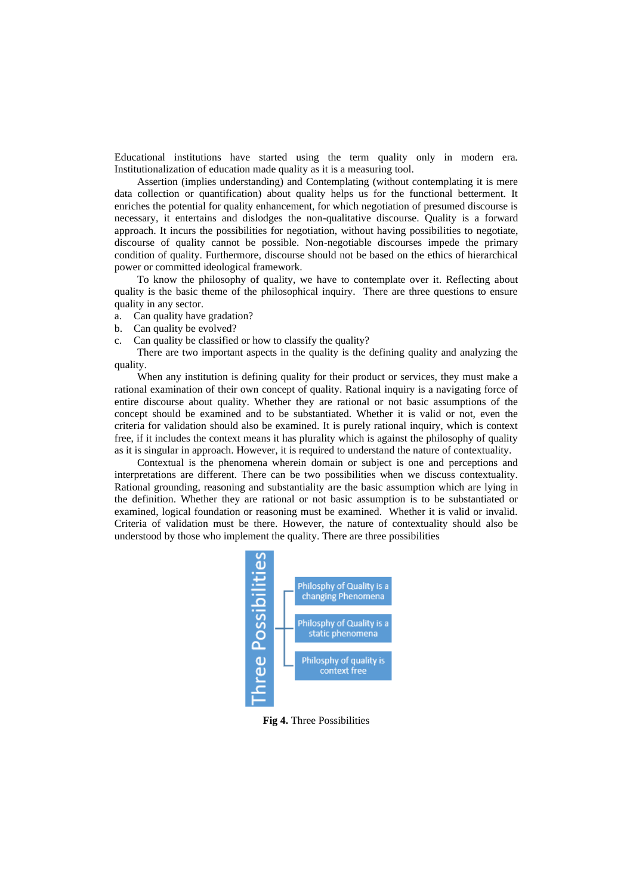Educational institutions have started using the term quality only in modern era. Institutionalization of education made quality as it is a measuring tool.

Assertion (implies understanding) and Contemplating (without contemplating it is mere data collection or quantification) about quality helps us for the functional betterment. It enriches the potential for quality enhancement, for which negotiation of presumed discourse is necessary, it entertains and dislodges the non-qualitative discourse. Quality is a forward approach. It incurs the possibilities for negotiation, without having possibilities to negotiate, discourse of quality cannot be possible. Non-negotiable discourses impede the primary condition of quality. Furthermore, discourse should not be based on the ethics of hierarchical power or committed ideological framework.

To know the philosophy of quality, we have to contemplate over it. Reflecting about quality is the basic theme of the philosophical inquiry. There are three questions to ensure quality in any sector.

a. Can quality have gradation?
b. Can quality be evolved?
c. Can quality be classified or how to classify the quality?

There are two important aspects in the quality is the defining quality and analyzing the quality.

When any institution is defining quality for their product or services, they must make a rational examination of their own concept of quality. Rational inquiry is a navigating force of entire discourse about quality. Whether they are rational or not basic assumptions of the concept should be examined and to be substantiated. Whether it is valid or not, even the criteria for validation should also be examined. It is purely rational inquiry, which is context free, if it includes the context means it has plurality which is against the philosophy of quality as it is singular in approach. However, it is required to understand the nature of contextuality.

Contextual is the phenomena wherein domain or subject is one and perceptions and interpretations are different. There can be two possibilities when we discuss contextuality. Rational grounding, reasoning and substantiality are the basic assumption which are lying in the definition. Whether they are rational or not basic assumption is to be substantiated or examined, logical foundation or reasoning must be examined. Whether it is valid or invalid. Criteria of validation must be there. However, the nature of contextuality should also be understood by those who implement the quality. There are three possibilities

Three Possibilities
- Philosphy of Quality is a changing Phenomena
- Philosphy of Quality is a static phenomena
- Philosphy of quality is context free

**Fig 4.** Three Possibilities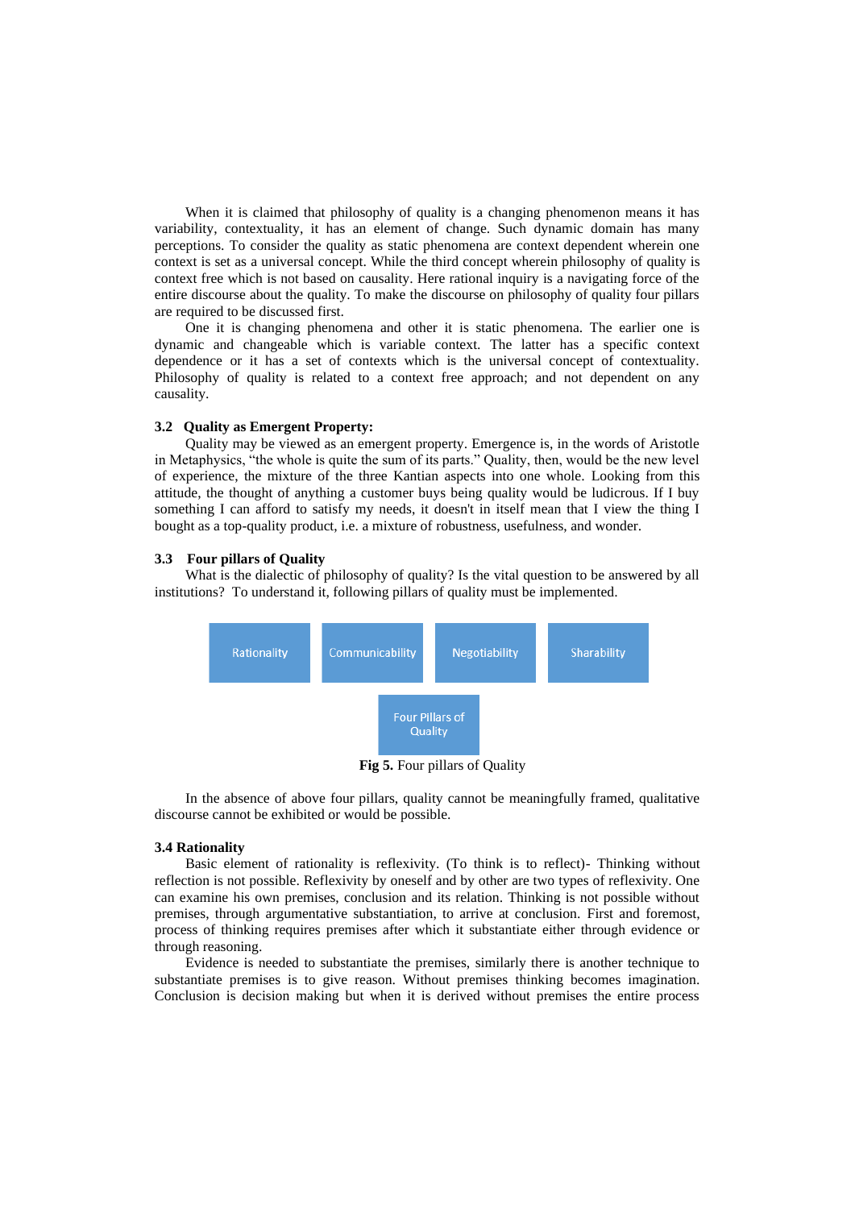When it is claimed that philosophy of quality is a changing phenomenon means it has variability, contextuality, it has an element of change. Such dynamic domain has many perceptions. To consider the quality as static phenomena are context dependent wherein one context is set as a universal concept. While the third concept wherein philosophy of quality is context free which is not based on causality. Here rational inquiry is a navigating force of the entire discourse about the quality. To make the discourse on philosophy of quality four pillars are required to be discussed first.

One it is changing phenomena and other it is static phenomena. The earlier one is dynamic and changeable which is variable context. The latter has a specific context dependence or it has a set of contexts which is the universal concept of contextuality. Philosophy of quality is related to a context free approach; and not dependent on any causality.

### 3.2 Quality as Emergent Property:

Quality may be viewed as an emergent property. Emergence is, in the words of Aristotle in Metaphysics, "the whole is quite the sum of its parts." Quality, then, would be the new level of experience, the mixture of the three Kantian aspects into one whole. Looking from this attitude, the thought of anything a customer buys being quality would be ludicrous. If I buy something I can afford to satisfy my needs, it doesn't in itself mean that I view the thing I bought as a top-quality product, i.e. a mixture of robustness, usefulness, and wonder.

### 3.3 Four pillars of Quality

What is the dialectic of philosophy of quality? Is the vital question to be answered by all institutions? To understand it, following pillars of quality must be implemented.

Rationality | Communicability | Negotiability | Sharability

Four Pillars of Quality

**Fig 5.** Four pillars of Quality

In the absence of above four pillars, quality cannot be meaningfully framed, qualitative discourse cannot be exhibited or would be possible.

### 3.4 Rationality

Basic element of rationality is reflexivity. (To think is to reflect)- Thinking without reflection is not possible. Reflexivity by oneself and by other are two types of reflexivity. One can examine his own premises, conclusion and its relation. Thinking is not possible without premises, through argumentative substantiation, to arrive at conclusion. First and foremost, process of thinking requires premises after which it substantiate either through evidence or through reasoning.

Evidence is needed to substantiate the premises, similarly there is another technique to substantiate premises is to give reason. Without premises thinking becomes imagination. Conclusion is decision making but when it is derived without premises the entire process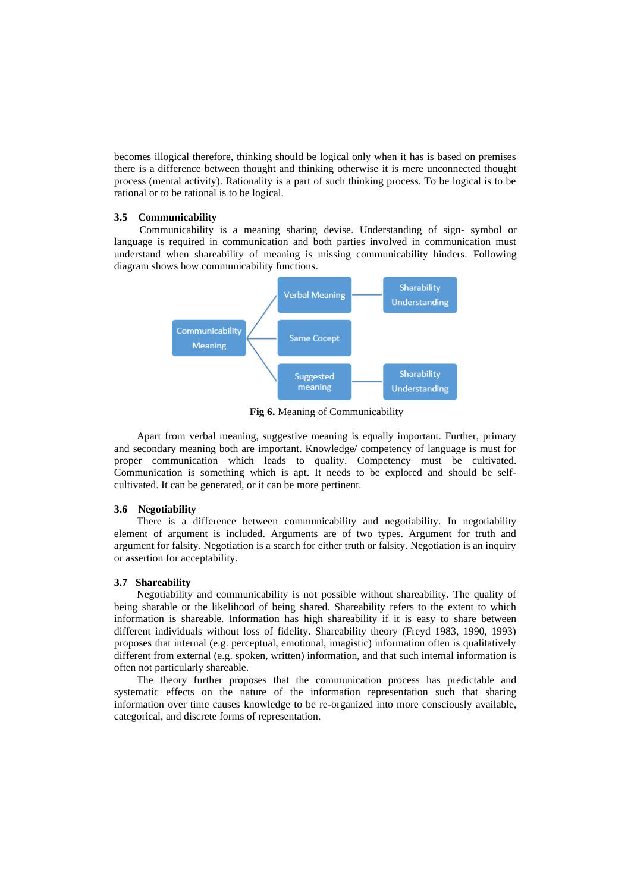becomes illogical therefore, thinking should be logical only when it has is based on premises there is a difference between thought and thinking otherwise it is mere unconnected thought process (mental activity). Rationality is a part of such thinking process. To be logical is to be rational or to be rational is to be logical.

### 3.5 Communicability

Communicability is a meaning sharing devise. Understanding of sign- symbol or language is required in communication and both parties involved in communication must understand when shareability of meaning is missing communicability hinders. Following diagram shows how communicability functions.

Communicability Meaning → Verbal Meaning → Sharability Understanding

Communicability Meaning → Same Cocept

Communicability Meaning → Suggested meaning → Sharability Understanding

**Fig 6.** Meaning of Communicability

Apart from verbal meaning, suggestive meaning is equally important. Further, primary and secondary meaning both are important. Knowledge/ competency of language is must for proper communication which leads to quality. Competency must be cultivated. Communication is something which is apt. It needs to be explored and should be self-cultivated. It can be generated, or it can be more pertinent.

### 3.6 Negotiability

There is a difference between communicability and negotiability. In negotiability element of argument is included. Arguments are of two types. Argument for truth and argument for falsity. Negotiation is a search for either truth or falsity. Negotiation is an inquiry or assertion for acceptability.

### 3.7 Shareability

Negotiability and communicability is not possible without shareability. The quality of being sharable or the likelihood of being shared. Shareability refers to the extent to which information is shareable. Information has high shareability if it is easy to share between different individuals without loss of fidelity. Shareability theory (Freyd 1983, 1990, 1993) proposes that internal (e.g. perceptual, emotional, imagistic) information often is qualitatively different from external (e.g. spoken, written) information, and that such internal information is often not particularly shareable.

The theory further proposes that the communication process has predictable and systematic effects on the nature of the information representation such that sharing information over time causes knowledge to be re-organized into more consciously available, categorical, and discrete forms of representation.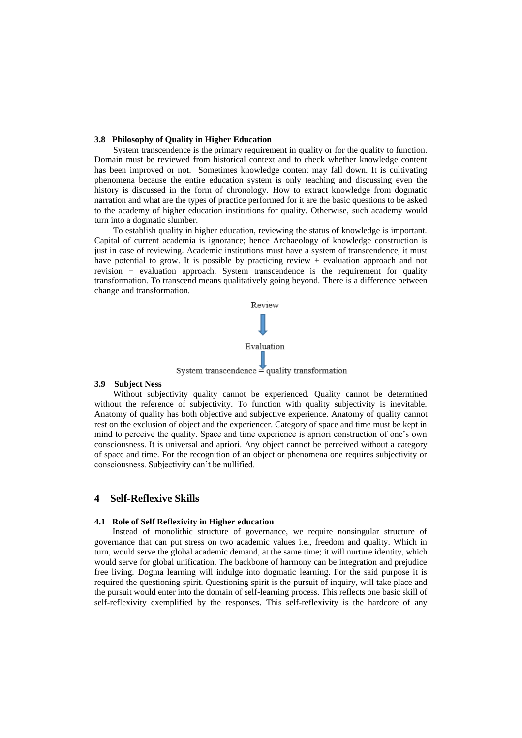### 3.8 Philosophy of Quality in Higher Education

System transcendence is the primary requirement in quality or for the quality to function. Domain must be reviewed from historical context and to check whether knowledge content has been improved or not. Sometimes knowledge content may fall down. It is cultivating phenomena because the entire education system is only teaching and discussing even the history is discussed in the form of chronology. How to extract knowledge from dogmatic narration and what are the types of practice performed for it are the basic questions to be asked to the academy of higher education institutions for quality. Otherwise, such academy would turn into a dogmatic slumber.

To establish quality in higher education, reviewing the status of knowledge is important. Capital of current academia is ignorance; hence Archaeology of knowledge construction is just in case of reviewing. Academic institutions must have a system of transcendence, it must have potential to grow. It is possible by practicing review + evaluation approach and not revision + evaluation approach. System transcendence is the requirement for quality transformation. To transcend means qualitatively going beyond. There is a difference between change and transformation.

Review

↓

Evaluation

↓

System transcendence = quality transformation

### 3.9 Subject Ness

Without subjectivity quality cannot be experienced. Quality cannot be determined without the reference of subjectivity. To function with quality subjectivity is inevitable. Anatomy of quality has both objective and subjective experience. Anatomy of quality cannot rest on the exclusion of object and the experiencer. Category of space and time must be kept in mind to perceive the quality. Space and time experience is apriori construction of one's own consciousness. It is universal and apriori. Any object cannot be perceived without a category of space and time. For the recognition of an object or phenomena one requires subjectivity or consciousness. Subjectivity can't be nullified.

## 4 Self-Reflexive Skills

### 4.1 Role of Self Reflexivity in Higher education

Instead of monolithic structure of governance, we require nonsingular structure of governance that can put stress on two academic values i.e., freedom and quality. Which in turn, would serve the global academic demand, at the same time; it will nurture identity, which would serve for global unification. The backbone of harmony can be integration and prejudice free living. Dogma learning will indulge into dogmatic learning. For the said purpose it is required the questioning spirit. Questioning spirit is the pursuit of inquiry, will take place and the pursuit would enter into the domain of self-learning process. This reflects one basic skill of self-reflexivity exemplified by the responses. This self-reflexivity is the hardcore of any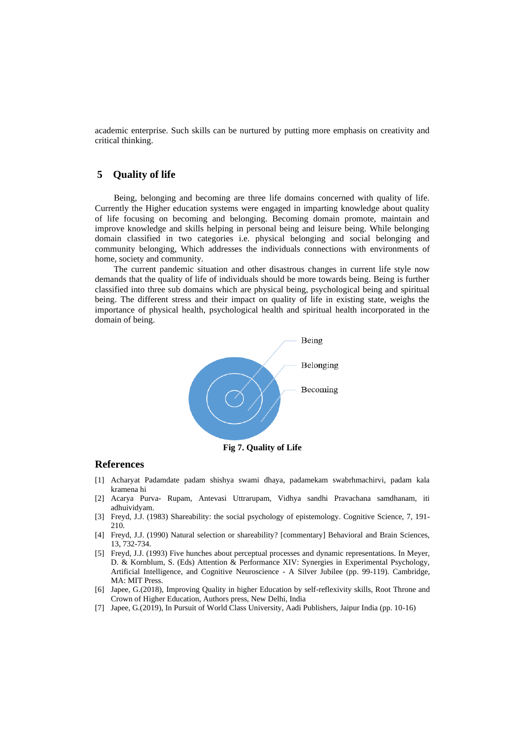academic enterprise. Such skills can be nurtured by putting more emphasis on creativity and critical thinking.

## 5 Quality of life

Being, belonging and becoming are three life domains concerned with quality of life. Currently the Higher education systems were engaged in imparting knowledge about quality of life focusing on becoming and belonging. Becoming domain promote, maintain and improve knowledge and skills helping in personal being and leisure being. While belonging domain classified in two categories i.e. physical belonging and social belonging and community belonging, Which addresses the individuals connections with environments of home, society and community.

The current pandemic situation and other disastrous changes in current life style now demands that the quality of life of individuals should be more towards being. Being is further classified into three sub domains which are physical being, psychological being and spiritual being. The different stress and their impact on quality of life in existing state, weighs the importance of physical health, psychological health and spiritual health incorporated in the domain of being.

Being

Belonging

Becoming

**Fig 7. Quality of Life**

## References

[1] Acharyat Padamdate padam shishya swami dhaya, padamekam swabrhmachirvi, padam kala kramena hi

[2] Acarya Purva- Rupam, Antevasi Uttrarupam, Vidhya sandhi Pravachana samdhanam, iti adhuividyam.

[3] Freyd, J.J. (1983) Shareability: the social psychology of epistemology. Cognitive Science, 7, 191-210.

[4] Freyd, J.J. (1990) Natural selection or shareability? [commentary] Behavioral and Brain Sciences, 13, 732-734.

[5] Freyd, J.J. (1993) Five hunches about perceptual processes and dynamic representations. In Meyer, D. & Kornblum, S. (Eds) Attention & Performance XIV: Synergies in Experimental Psychology, Artificial Intelligence, and Cognitive Neuroscience - A Silver Jubilee (pp. 99-119). Cambridge, MA: MIT Press.

[6] Japee, G.(2018), Improving Quality in higher Education by self-reflexivity skills, Root Throne and Crown of Higher Education, Authors press, New Delhi, India

[7] Japee, G.(2019), In Pursuit of World Class University, Aadi Publishers, Jaipur India (pp. 10-16)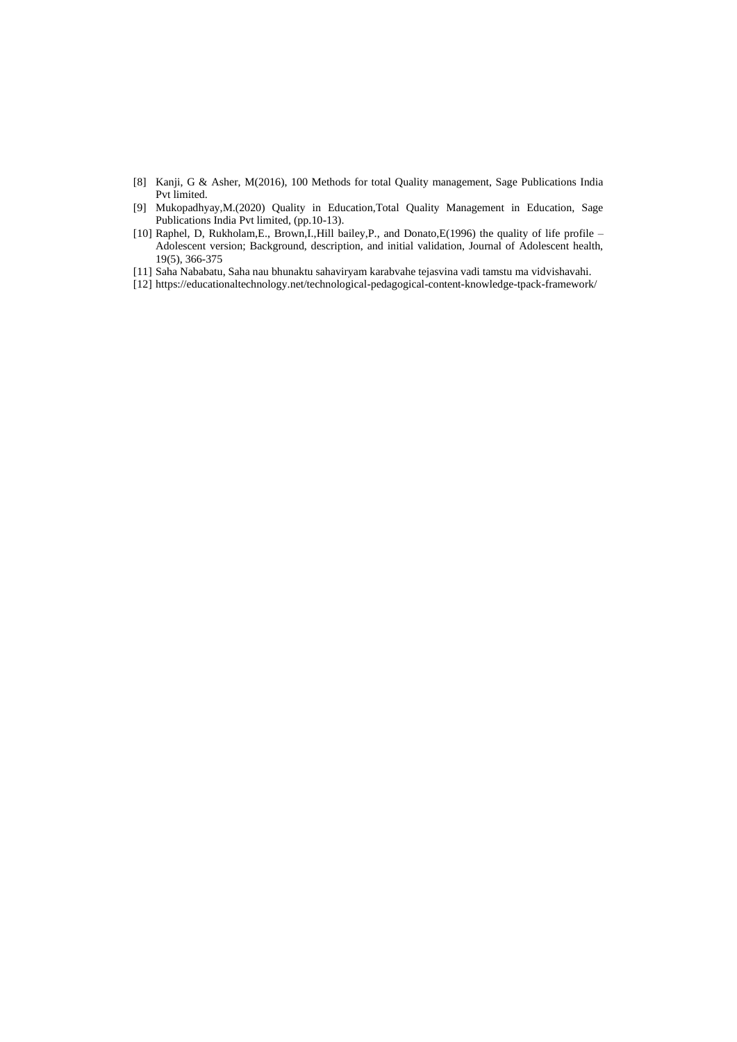[8] Kanji, G & Asher, M(2016), 100 Methods for total Quality management, Sage Publications India Pvt limited.

[9] Mukopadhyay,M.(2020) Quality in Education,Total Quality Management in Education, Sage Publications India Pvt limited, (pp.10-13).

[10] Raphel, D, Rukholam,E., Brown,I.,Hill bailey,P., and Donato,E(1996) the quality of life profile – Adolescent version; Background, description, and initial validation, Journal of Adolescent health, 19(5), 366-375

[11] Saha Nababatu, Saha nau bhunaktu sahaviryam karabvahe tejasvina vadi tamstu ma vidvishavahi.

[12] https://educationaltechnology.net/technological-pedagogical-content-knowledge-tpack-framework/